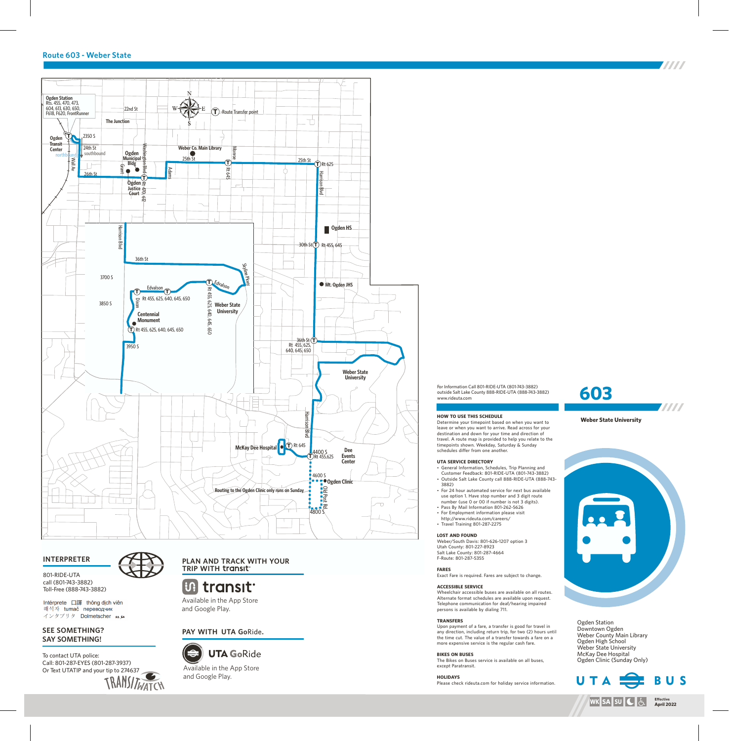# Route 603 - Weber State

Ogden Station Rts. 455, 470, 473, 604, 613, 630, 650, F618, F620, FrontRunner

Route Transfer point

Routing to the Ogden Clinic only runs on Sunday

## INTERPRETER

801-RIDE-UTA
call (801-743-3882)
Toll-Free (888-743-3882)

Intérprete 口譯 thông dịch viên 해석자 tumač переводчик インタプリタ Dolmetscher

## SEE SOMETHING? SAY SOMETHING!

To contact UTA police:
Call: 801-287-EYES (801-287-3937)
Or Text UTATIP and your tip to 274637

TRANSITWATCH

## PLAN AND TRACK WITH YOUR TRIP WITH transit

transit
Available in the App Store and Google Play.

## PAY WITH UTA GoRide.

UTA GoRide
Available in the App Store and Google Play.

For Information Call 801-RIDE-UTA (801-743-3882)
outside Salt Lake County 888-RIDE-UTA (888-743-3882)
www.rideuta.com

### HOW TO USE THIS SCHEDULE

Determine your timepoint based on when you want to leave or when you want to arrive. Read across for your destination and down for your time and direction of travel. A route map is provided to help you relate to the timepoints shown. Weekday, Saturday & Sunday schedules differ from one another.

### UTA SERVICE DIRECTORY

- General Information, Schedules, Trip Planning and Customer Feedback: 801-RIDE-UTA (801-743-3882)
- Outside Salt Lake County call 888-RIDE-UTA (888-743-3882)
- For 24 hour automated service for next bus available use option 1. Have stop number and 3 digit route number (use 0 or 00 if number is not 3 digits).
- Pass By Mail Information 801-262-5626
- For Employment information please visit http://www.rideuta.com/careers/
- Travel Training 801-287-2275

### LOST AND FOUND

Weber/South Davis: 801-626-1207 option 3
Utah County: 801-227-8923
Salt Lake County: 801-287-4664
F-Route: 801-287-5355

### FARES

Exact Fare is required. Fares are subject to change.

### ACCESSIBLE SERVICE

Wheelchair accessible buses are available on all routes. Alternate format schedules are available upon request. Telephone communication for deaf/hearing impaired persons is available by dialing 711.

### TRANSFERS

Upon payment of a fare, a transfer is good for travel in any direction, including return trip, for two (2) hours until the time cut. The value of a transfer towards a fare on a more expensive service is the regular cash fare.

### BIKES ON BUSES

The Bikes on Buses service is available on all buses, except Paratransit.

### HOLIDAYS

Please check rideuta.com for holiday service information.

# 603

**Weber State University**

Ogden Station
Downtown Ogden
Weber County Main Library
Ogden High School
Weber State University
McKay Dee Hospital
Ogden Clinic (Sunday Only)

UTA BUS

WK SA SU

Effective April 2022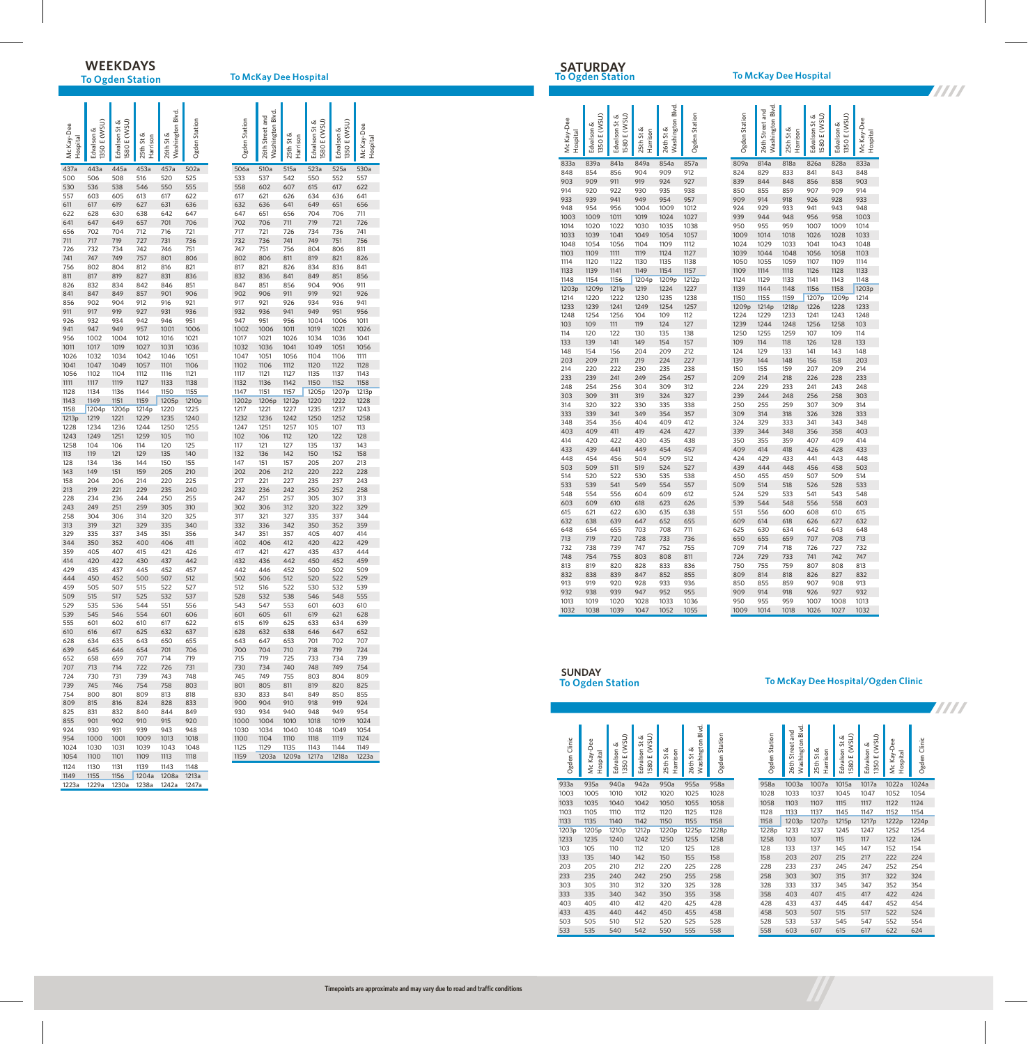## WEEKDAYS

### To Ogden Station

| Mc Kay-Dee Hospital | Edvalson & 1350 E (WSU) | Edvalson St & 1580 E (WSU) | 25th St & Harrison | 26th St & Washington Blvd. | Ogden Station |
|---|---|---|---|---|---|
| 437a | 443a | 445a | 453a | 457a | 502a |
| 500 | 506 | 508 | 516 | 520 | 525 |
| 530 | 536 | 538 | 546 | 550 | 555 |
| 557 | 603 | 605 | 613 | 617 | 622 |
| 611 | 617 | 619 | 627 | 631 | 636 |
| 622 | 628 | 630 | 638 | 642 | 647 |
| 641 | 647 | 649 | 657 | 701 | 706 |
| 656 | 702 | 704 | 712 | 716 | 721 |
| 711 | 717 | 719 | 727 | 731 | 736 |
| 726 | 732 | 734 | 742 | 746 | 751 |
| 741 | 747 | 749 | 757 | 801 | 806 |
| 756 | 802 | 804 | 812 | 816 | 821 |
| 811 | 817 | 819 | 827 | 831 | 836 |
| 826 | 832 | 834 | 842 | 846 | 851 |
| 841 | 847 | 849 | 857 | 901 | 906 |
| 856 | 902 | 904 | 912 | 916 | 921 |
| 911 | 917 | 919 | 927 | 931 | 936 |
| 926 | 932 | 934 | 942 | 946 | 951 |
| 941 | 947 | 949 | 957 | 1001 | 1006 |
| 956 | 1002 | 1004 | 1012 | 1016 | 1021 |
| 1011 | 1017 | 1019 | 1027 | 1031 | 1036 |
| 1026 | 1032 | 1034 | 1042 | 1046 | 1051 |
| 1041 | 1047 | 1049 | 1057 | 1101 | 1106 |
| 1056 | 1102 | 1104 | 1112 | 1116 | 1121 |
| 1111 | 1117 | 1119 | 1127 | 1133 | 1138 |
| 1128 | 1134 | 1136 | 1144 | 1150 | 1155 |
| 1143 | 1149 | 1151 | 1159 | 1205p | 1210p |
| 1158 | 1204p | 1206p | 1214p | 1220 | 1225 |
| 1213p | 1219 | 1221 | 1229 | 1235 | 1240 |
| 1228 | 1234 | 1236 | 1244 | 1250 | 1255 |
| 1243 | 1249 | 1251 | 1259 | 105 | 110 |
| 1258 | 104 | 106 | 114 | 120 | 125 |
| 113 | 119 | 121 | 129 | 135 | 140 |
| 128 | 134 | 136 | 144 | 150 | 155 |
| 143 | 149 | 151 | 159 | 205 | 210 |
| 158 | 204 | 206 | 214 | 220 | 225 |
| 213 | 219 | 221 | 229 | 235 | 240 |
| 228 | 234 | 236 | 244 | 250 | 255 |
| 243 | 249 | 251 | 259 | 305 | 310 |
| 258 | 304 | 306 | 314 | 320 | 325 |
| 313 | 319 | 321 | 329 | 335 | 340 |
| 329 | 335 | 337 | 345 | 351 | 356 |
| 344 | 350 | 352 | 400 | 406 | 411 |
| 359 | 405 | 407 | 415 | 421 | 426 |
| 414 | 420 | 422 | 430 | 437 | 442 |
| 429 | 435 | 437 | 445 | 452 | 457 |
| 444 | 450 | 452 | 500 | 507 | 512 |
| 459 | 505 | 507 | 515 | 522 | 527 |
| 509 | 515 | 517 | 525 | 532 | 537 |
| 529 | 535 | 536 | 544 | 551 | 556 |
| 539 | 545 | 546 | 554 | 601 | 606 |
| 555 | 601 | 602 | 610 | 617 | 622 |
| 610 | 616 | 617 | 625 | 632 | 637 |
| 628 | 634 | 635 | 643 | 650 | 655 |
| 639 | 645 | 646 | 654 | 701 | 706 |
| 652 | 658 | 659 | 707 | 714 | 719 |
| 707 | 713 | 714 | 722 | 726 | 731 |
| 724 | 730 | 731 | 739 | 743 | 748 |
| 739 | 745 | 746 | 754 | 758 | 803 |
| 754 | 800 | 801 | 809 | 813 | 818 |
| 809 | 815 | 816 | 824 | 828 | 833 |
| 825 | 831 | 832 | 840 | 844 | 849 |
| 855 | 901 | 902 | 910 | 915 | 920 |
| 924 | 930 | 931 | 939 | 943 | 948 |
| 954 | 1000 | 1001 | 1009 | 1013 | 1018 |
| 1024 | 1030 | 1031 | 1039 | 1043 | 1048 |
| 1054 | 1100 | 1101 | 1109 | 1113 | 1118 |
| 1124 | 1130 | 1131 | 1139 | 1143 | 1148 |
| 1149 | 1155 | 1156 | 1204a | 1208a | 1213a |
| 1223a | 1229a | 1230a | 1238a | 1242a | 1247a |

### To McKay Dee Hospital

| Ogden Station | 26th Street and Washington Blvd. | 25th St & Harrison | Edvalson St & 1580 E (WSU) | Edvalson & 1350 E (WSU) | Mc Kay-Dee Hospital |
|---|---|---|---|---|---|
| 506a | 510a | 515a | 523a | 525a | 530a |
| 533 | 537 | 542 | 550 | 552 | 557 |
| 558 | 602 | 607 | 615 | 617 | 622 |
| 617 | 621 | 626 | 634 | 636 | 641 |
| 632 | 636 | 641 | 649 | 651 | 656 |
| 647 | 651 | 656 | 704 | 706 | 711 |
| 702 | 706 | 711 | 719 | 721 | 726 |
| 717 | 721 | 726 | 734 | 736 | 741 |
| 732 | 736 | 741 | 749 | 751 | 756 |
| 747 | 751 | 756 | 804 | 806 | 811 |
| 802 | 806 | 811 | 819 | 821 | 826 |
| 817 | 821 | 826 | 834 | 836 | 841 |
| 832 | 836 | 841 | 849 | 851 | 856 |
| 847 | 851 | 856 | 904 | 906 | 911 |
| 902 | 906 | 911 | 919 | 921 | 926 |
| 917 | 921 | 926 | 934 | 936 | 941 |
| 932 | 936 | 941 | 949 | 951 | 956 |
| 947 | 951 | 956 | 1004 | 1006 | 1011 |
| 1002 | 1006 | 1011 | 1019 | 1021 | 1026 |
| 1017 | 1021 | 1026 | 1034 | 1036 | 1041 |
| 1032 | 1036 | 1041 | 1049 | 1051 | 1056 |
| 1047 | 1051 | 1056 | 1104 | 1106 | 1111 |
| 1102 | 1106 | 1112 | 1120 | 1122 | 1128 |
| 1117 | 1121 | 1127 | 1135 | 1137 | 1143 |
| 1132 | 1136 | 1142 | 1150 | 1152 | 1158 |
| 1147 | 1151 | 1157 | 1205p | 1207p | 1213p |
| 1202p | 1206p | 1212p | 1220 | 1222 | 1228 |
| 1217 | 1221 | 1227 | 1235 | 1237 | 1243 |
| 1232 | 1236 | 1242 | 1250 | 1252 | 1258 |
| 1247 | 1251 | 1257 | 105 | 107 | 113 |
| 102 | 106 | 112 | 120 | 122 | 128 |
| 117 | 121 | 127 | 135 | 137 | 143 |
| 132 | 136 | 142 | 150 | 152 | 158 |
| 147 | 151 | 157 | 205 | 207 | 213 |
| 202 | 206 | 212 | 220 | 222 | 228 |
| 217 | 221 | 227 | 235 | 237 | 243 |
| 232 | 236 | 242 | 250 | 252 | 258 |
| 247 | 251 | 257 | 305 | 307 | 313 |
| 302 | 306 | 312 | 320 | 322 | 329 |
| 317 | 321 | 327 | 335 | 337 | 344 |
| 332 | 336 | 342 | 350 | 352 | 359 |
| 347 | 351 | 357 | 405 | 407 | 414 |
| 402 | 406 | 412 | 420 | 422 | 429 |
| 417 | 421 | 427 | 435 | 437 | 444 |
| 432 | 436 | 442 | 450 | 452 | 459 |
| 442 | 446 | 452 | 500 | 502 | 509 |
| 502 | 506 | 512 | 520 | 522 | 529 |
| 512 | 516 | 522 | 530 | 532 | 539 |
| 528 | 532 | 538 | 546 | 548 | 555 |
| 543 | 547 | 553 | 601 | 603 | 610 |
| 601 | 605 | 611 | 619 | 621 | 628 |
| 615 | 619 | 625 | 633 | 634 | 639 |
| 628 | 632 | 638 | 646 | 647 | 652 |
| 643 | 647 | 653 | 701 | 702 | 707 |
| 700 | 704 | 710 | 718 | 719 | 724 |
| 715 | 719 | 725 | 733 | 734 | 739 |
| 730 | 734 | 740 | 748 | 749 | 754 |
| 745 | 749 | 755 | 803 | 804 | 809 |
| 801 | 805 | 811 | 819 | 820 | 825 |
| 830 | 833 | 841 | 849 | 850 | 855 |
| 900 | 904 | 910 | 918 | 919 | 924 |
| 930 | 934 | 940 | 948 | 949 | 954 |
| 1000 | 1004 | 1010 | 1018 | 1019 | 1024 |
| 1030 | 1034 | 1040 | 1048 | 1049 | 1054 |
| 1100 | 1104 | 1110 | 1118 | 1119 | 1124 |
| 1125 | 1129 | 1135 | 1143 | 1144 | 1149 |
| 1159 | 1203a | 1209a | 1217a | 1218a | 1223a |

## SATURDAY

### To Ogden Station

| Mc Kay-Dee Hospital | Edvalson & 1350 E (WSU) | Edvalson St & 1580 E (WSU) | 25th St & Harrison | 26th St & Washington Blvd. | Ogden Station |
|---|---|---|---|---|---|
| 833a | 839a | 841a | 849a | 854a | 857a |
| 848 | 854 | 856 | 904 | 909 | 912 |
| 903 | 909 | 911 | 919 | 924 | 927 |
| 914 | 920 | 922 | 930 | 935 | 938 |
| 933 | 939 | 941 | 949 | 954 | 957 |
| 948 | 954 | 956 | 1004 | 1009 | 1012 |
| 1003 | 1009 | 1011 | 1019 | 1024 | 1027 |
| 1014 | 1020 | 1022 | 1030 | 1035 | 1038 |
| 1033 | 1039 | 1041 | 1049 | 1054 | 1057 |
| 1048 | 1054 | 1056 | 1104 | 1109 | 1112 |
| 1103 | 1109 | 1111 | 1119 | 1124 | 1127 |
| 1114 | 1120 | 1122 | 1130 | 1135 | 1138 |
| 1133 | 1139 | 1141 | 1149 | 1154 | 1157 |
| 1148 | 1154 | 1156 | 1204p | 1209p | 1212p |
| 1203p | 1209p | 1211p | 1219 | 1224 | 1227 |
| 1214 | 1220 | 1222 | 1230 | 1235 | 1238 |
| 1233 | 1239 | 1241 | 1249 | 1254 | 1257 |
| 1248 | 1254 | 1256 | 104 | 109 | 112 |
| 103 | 109 | 111 | 119 | 124 | 127 |
| 114 | 120 | 122 | 130 | 135 | 138 |
| 133 | 139 | 141 | 149 | 154 | 157 |
| 148 | 154 | 156 | 204 | 209 | 212 |
| 203 | 209 | 211 | 219 | 224 | 227 |
| 214 | 220 | 222 | 230 | 235 | 238 |
| 233 | 239 | 241 | 249 | 254 | 257 |
| 248 | 254 | 256 | 304 | 309 | 312 |
| 303 | 309 | 311 | 319 | 324 | 327 |
| 314 | 320 | 322 | 330 | 335 | 338 |
| 333 | 339 | 341 | 349 | 354 | 357 |
| 348 | 354 | 356 | 404 | 409 | 412 |
| 403 | 409 | 411 | 419 | 424 | 427 |
| 414 | 420 | 422 | 430 | 435 | 438 |
| 433 | 439 | 441 | 449 | 454 | 457 |
| 448 | 454 | 456 | 504 | 509 | 512 |
| 503 | 509 | 511 | 519 | 524 | 527 |
| 514 | 520 | 522 | 530 | 535 | 538 |
| 533 | 539 | 541 | 549 | 554 | 557 |
| 548 | 554 | 556 | 604 | 609 | 612 |
| 603 | 609 | 610 | 618 | 623 | 626 |
| 615 | 621 | 622 | 630 | 635 | 638 |
| 632 | 638 | 639 | 647 | 652 | 655 |
| 648 | 654 | 655 | 703 | 708 | 711 |
| 713 | 719 | 720 | 728 | 733 | 736 |
| 732 | 738 | 739 | 747 | 752 | 755 |
| 748 | 754 | 755 | 803 | 808 | 811 |
| 813 | 819 | 820 | 828 | 833 | 836 |
| 832 | 838 | 839 | 847 | 852 | 855 |
| 913 | 919 | 920 | 928 | 933 | 936 |
| 932 | 938 | 939 | 947 | 952 | 955 |
| 1013 | 1019 | 1020 | 1028 | 1033 | 1036 |
| 1032 | 1038 | 1039 | 1047 | 1052 | 1055 |

### To McKay Dee Hospital

| Ogden Station | 26th Street and Washington Blvd. | 25th St & Harrison | Edvalson St & 1580 E (WSU) | Edvalson & 1350 E (WSU) | Mc Kay-Dee Hospital |
|---|---|---|---|---|---|
| 809a | 814a | 818a | 826a | 828a | 833a |
| 824 | 829 | 833 | 841 | 843 | 848 |
| 839 | 844 | 848 | 856 | 858 | 903 |
| 850 | 855 | 859 | 907 | 909 | 914 |
| 909 | 914 | 918 | 926 | 928 | 933 |
| 924 | 929 | 933 | 941 | 943 | 948 |
| 939 | 944 | 948 | 956 | 958 | 1003 |
| 950 | 955 | 959 | 1007 | 1009 | 1014 |
| 1009 | 1014 | 1018 | 1026 | 1028 | 1033 |
| 1024 | 1029 | 1033 | 1041 | 1043 | 1048 |
| 1039 | 1044 | 1048 | 1056 | 1058 | 1103 |
| 1050 | 1055 | 1059 | 1107 | 1109 | 1114 |
| 1109 | 1114 | 1118 | 1126 | 1128 | 1133 |
| 1124 | 1129 | 1133 | 1141 | 1143 | 1148 |
| 1139 | 1144 | 1148 | 1156 | 1158 | 1203p |
| 1150 | 1155 | 1159 | 1207p | 1209p | 1214 |
| 1209p | 1214p | 1218p | 1226 | 1228 | 1233 |
| 1224 | 1229 | 1233 | 1241 | 1243 | 1248 |
| 1239 | 1244 | 1248 | 1256 | 1258 | 103 |
| 1250 | 1255 | 1259 | 107 | 109 | 114 |
| 109 | 114 | 118 | 126 | 128 | 133 |
| 124 | 129 | 133 | 141 | 143 | 148 |
| 139 | 144 | 148 | 156 | 158 | 203 |
| 150 | 155 | 159 | 207 | 209 | 214 |
| 209 | 214 | 218 | 226 | 228 | 233 |
| 224 | 229 | 233 | 241 | 243 | 248 |
| 239 | 244 | 248 | 256 | 258 | 303 |
| 250 | 255 | 259 | 307 | 309 | 314 |
| 309 | 314 | 318 | 326 | 328 | 333 |
| 324 | 329 | 333 | 341 | 343 | 348 |
| 339 | 344 | 348 | 356 | 358 | 403 |
| 350 | 355 | 359 | 407 | 409 | 414 |
| 409 | 414 | 418 | 426 | 428 | 433 |
| 424 | 429 | 433 | 441 | 443 | 448 |
| 439 | 444 | 448 | 456 | 458 | 503 |
| 450 | 455 | 459 | 507 | 509 | 514 |
| 509 | 514 | 518 | 526 | 528 | 533 |
| 524 | 529 | 533 | 541 | 543 | 548 |
| 539 | 544 | 548 | 556 | 558 | 603 |
| 551 | 556 | 600 | 608 | 610 | 615 |
| 609 | 614 | 618 | 626 | 627 | 632 |
| 625 | 630 | 634 | 642 | 643 | 648 |
| 650 | 655 | 659 | 707 | 708 | 713 |
| 709 | 714 | 718 | 726 | 727 | 732 |
| 724 | 729 | 733 | 741 | 742 | 747 |
| 750 | 755 | 759 | 807 | 808 | 813 |
| 809 | 814 | 818 | 826 | 827 | 832 |
| 850 | 855 | 859 | 907 | 908 | 913 |
| 909 | 914 | 918 | 926 | 927 | 932 |
| 950 | 955 | 959 | 1007 | 1008 | 1013 |
| 1009 | 1014 | 1018 | 1026 | 1027 | 1032 |

## SUNDAY

### To Ogden Station

| Ogden Clinic | Mc Kay-Dee Hospital | Edvalson & 1350 E (WSU) | Edvalson St & 1580 E (WSU) | 25th St & Harrison | 26th St & Washington Blvd. | Ogden Station |
|---|---|---|---|---|---|---|
| 933a | 935a | 940a | 942a | 950a | 955a | 958a |
| 1003 | 1005 | 1010 | 1012 | 1020 | 1025 | 1028 |
| 1033 | 1035 | 1040 | 1042 | 1050 | 1055 | 1058 |
| 1103 | 1105 | 1110 | 1112 | 1120 | 1125 | 1128 |
| 1133 | 1135 | 1140 | 1142 | 1150 | 1155 | 1158 |
| 1203p | 1205p | 1210p | 1212p | 1220p | 1225p | 1228p |
| 1233 | 1235 | 1240 | 1242 | 1250 | 1255 | 1258 |
| 103 | 105 | 110 | 112 | 120 | 125 | 128 |
| 133 | 135 | 140 | 142 | 150 | 155 | 158 |
| 203 | 205 | 210 | 212 | 220 | 225 | 228 |
| 233 | 235 | 240 | 242 | 250 | 255 | 258 |
| 303 | 305 | 310 | 312 | 320 | 325 | 328 |
| 333 | 335 | 340 | 342 | 350 | 355 | 358 |
| 403 | 405 | 410 | 412 | 420 | 425 | 428 |
| 433 | 435 | 440 | 442 | 450 | 455 | 458 |
| 503 | 505 | 510 | 512 | 520 | 525 | 528 |
| 533 | 535 | 540 | 542 | 550 | 555 | 558 |

### To McKay Dee Hospital/Ogden Clinic

| Ogden Station | 26th Street and Washington Blvd. | 25th St & Harrison | Edvalson St & 1580 E (WSU) | Edvalson & 1350 E (WSU) | Mc Kay-Dee Hospital | Ogden Clinic |
|---|---|---|---|---|---|---|
| 958a | 1003a | 1007a | 1015a | 1017a | 1022a | 1024a |
| 1028 | 1033 | 1037 | 1045 | 1047 | 1052 | 1054 |
| 1058 | 1103 | 1107 | 1115 | 1117 | 1122 | 1124 |
| 1128 | 1133 | 1137 | 1145 | 1147 | 1152 | 1154 |
| 1158 | 1203p | 1207p | 1215p | 1217p | 1222p | 1224p |
| 1228p | 1233 | 1237 | 1245 | 1247 | 1252 | 1254 |
| 1258 | 103 | 107 | 115 | 117 | 122 | 124 |
| 128 | 133 | 137 | 145 | 147 | 152 | 154 |
| 158 | 203 | 207 | 215 | 217 | 222 | 224 |
| 228 | 233 | 237 | 245 | 247 | 252 | 254 |
| 258 | 303 | 307 | 315 | 317 | 322 | 324 |
| 328 | 333 | 337 | 345 | 347 | 352 | 354 |
| 358 | 403 | 407 | 415 | 417 | 422 | 424 |
| 428 | 433 | 437 | 445 | 447 | 452 | 454 |
| 458 | 503 | 507 | 515 | 517 | 522 | 524 |
| 528 | 533 | 537 | 545 | 547 | 552 | 554 |
| 558 | 603 | 607 | 615 | 617 | 622 | 624 |

Timepoints are approximate and may vary due to road and traffic conditions